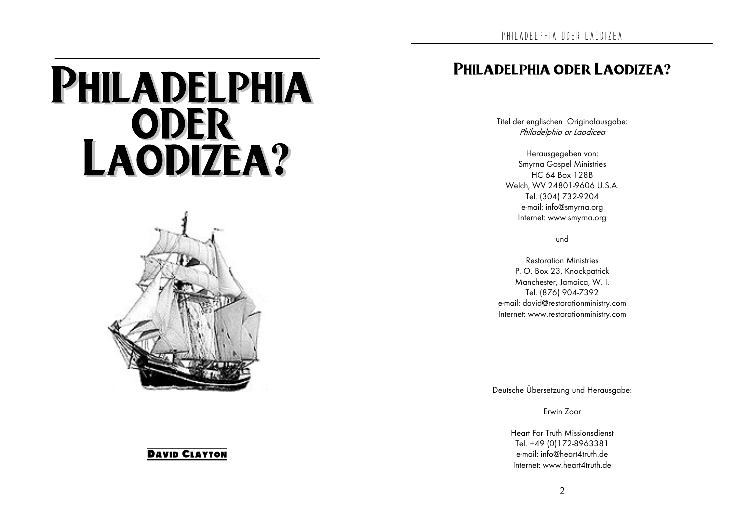# Philadelphia oder Laodizea?

**David Clayton**

## Philadelphia oder Laodizea?

Titel der englischen Originalausgabe:
*Philadelphia or Laodicea*

Herausgegeben von:
Smyrna Gospel Ministries
HC 64 Box 128B
Welch, WV 24801-9606 U.S.A.
Tel. (304) 732-9204
e-mail: info@smyrna.org
Internet: www.smyrna.org

und

Restoration Ministries
P. O. Box 23, Knockpatrick
Manchester, Jamaica, W. I.
Tel. (876) 904-7392
e-mail: david@restorationministry.com
Internet: www.restorationministry.com

Deutsche Übersetzung und Herausgabe:

Erwin Zoor

Heart For Truth Missionsdienst
Tel. +49 (0)172-8963381
e-mail: info@heart4truth.de
Internet: www.heart4truth.de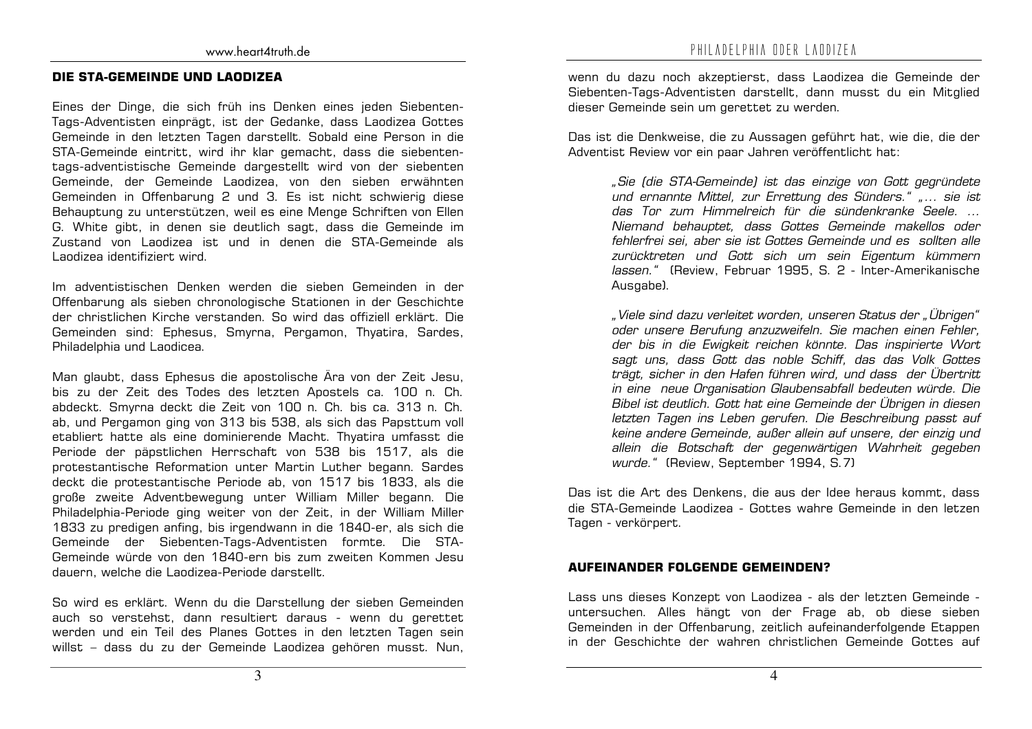## DIE STA-GEMEINDE UND LAODIZEA

Eines der Dinge, die sich früh ins Denken eines jeden Siebenten-Tags-Adventisten einprägt, ist der Gedanke, dass Laodizea Gottes Gemeinde in den letzten Tagen darstellt. Sobald eine Person in die STA-Gemeinde eintritt, wird ihr klar gemacht, dass die siebenten-tags-adventistische Gemeinde dargestellt wird von der siebenten Gemeinde, der Gemeinde Laodizea, von den sieben erwähnten Gemeinden in Offenbarung 2 und 3. Es ist nicht schwierig diese Behauptung zu unterstützen, weil es eine Menge Schriften von Ellen G. White gibt, in denen sie deutlich sagt, dass die Gemeinde im Zustand von Laodizea ist und in denen die STA-Gemeinde als Laodizea identifiziert wird.

Im adventistischen Denken werden die sieben Gemeinden in der Offenbarung als sieben chronologische Stationen in der Geschichte der christlichen Kirche verstanden. So wird das offiziell erklärt. Die Gemeinden sind: Ephesus, Smyrna, Pergamon, Thyatira, Sardes, Philadelphia und Laodicea.

Man glaubt, dass Ephesus die apostolische Ära von der Zeit Jesu, bis zu der Zeit des Todes des letzten Apostels ca. 100 n. Ch. abdeckt. Smyrna deckt die Zeit von 100 n. Ch. bis ca. 313 n. Ch. ab, und Pergamon ging von 313 bis 538, als sich das Papsttum voll etabliert hatte als eine dominierende Macht. Thyatira umfasst die Periode der päpstlichen Herrschaft von 538 bis 1517, als die protestantische Reformation unter Martin Luther begann. Sardes deckt die protestantische Periode ab, von 1517 bis 1833, als die große zweite Adventbewegung unter William Miller begann. Die Philadelphia-Periode ging weiter von der Zeit, in der William Miller 1833 zu predigen anfing, bis irgendwann in die 1840-er, als sich die Gemeinde der Siebenten-Tags-Adventisten formte. Die STA-Gemeinde würde von den 1840-ern bis zum zweiten Kommen Jesu dauern, welche die Laodizea-Periode darstellt.

So wird es erklärt. Wenn du die Darstellung der sieben Gemeinden auch so verstehst, dann resultiert daraus - wenn du gerettet werden und ein Teil des Planes Gottes in den letzten Tagen sein willst – dass du zu der Gemeinde Laodizea gehören musst. Nun, wenn du dazu noch akzeptierst, dass Laodizea die Gemeinde der Siebenten-Tags-Adventisten darstellt, dann musst du ein Mitglied dieser Gemeinde sein um gerettet zu werden.

Das ist die Denkweise, die zu Aussagen geführt hat, wie die, die der Adventist Review vor ein paar Jahren veröffentlicht hat:

> *„Sie (die STA-Gemeinde) ist das einzige von Gott gegründete und ernannte Mittel, zur Errettung des Sünders." „... sie ist das Tor zum Himmelreich für die sündenkranke Seele. ... Niemand behauptet, dass Gottes Gemeinde makellos oder fehlerfrei sei, aber sie ist Gottes Gemeinde und es sollten alle zurücktreten und Gott sich um sein Eigentum kümmern lassen."* (Review, Februar 1995, S. 2 - Inter-Amerikanische Ausgabe).

> *„Viele sind dazu verleitet worden, unseren Status der „Übrigen" oder unsere Berufung anzuzweifeln. Sie machen einen Fehler, der bis in die Ewigkeit reichen könnte. Das inspirierte Wort sagt uns, dass Gott das noble Schiff, das das Volk Gottes trägt, sicher in den Hafen führen wird, und dass der Übertritt in eine neue Organisation Glaubensabfall bedeuten würde. Die Bibel ist deutlich. Gott hat eine Gemeinde der Übrigen in diesen letzten Tagen ins Leben gerufen. Die Beschreibung passt auf keine andere Gemeinde, außer allein auf unsere, der einzig und allein die Botschaft der gegenwärtigen Wahrheit gegeben wurde."* (Review, September 1994, S.7)

Das ist die Art des Denkens, die aus der Idee heraus kommt, dass die STA-Gemeinde Laodizea - Gottes wahre Gemeinde in den letzen Tagen - verkörpert.

## AUFEINANDER FOLGENDE GEMEINDEN?

Lass uns dieses Konzept von Laodizea - als der letzten Gemeinde - untersuchen. Alles hängt von der Frage ab, ob diese sieben Gemeinden in der Offenbarung, zeitlich aufeinanderfolgende Etappen in der Geschichte der wahren christlichen Gemeinde Gottes auf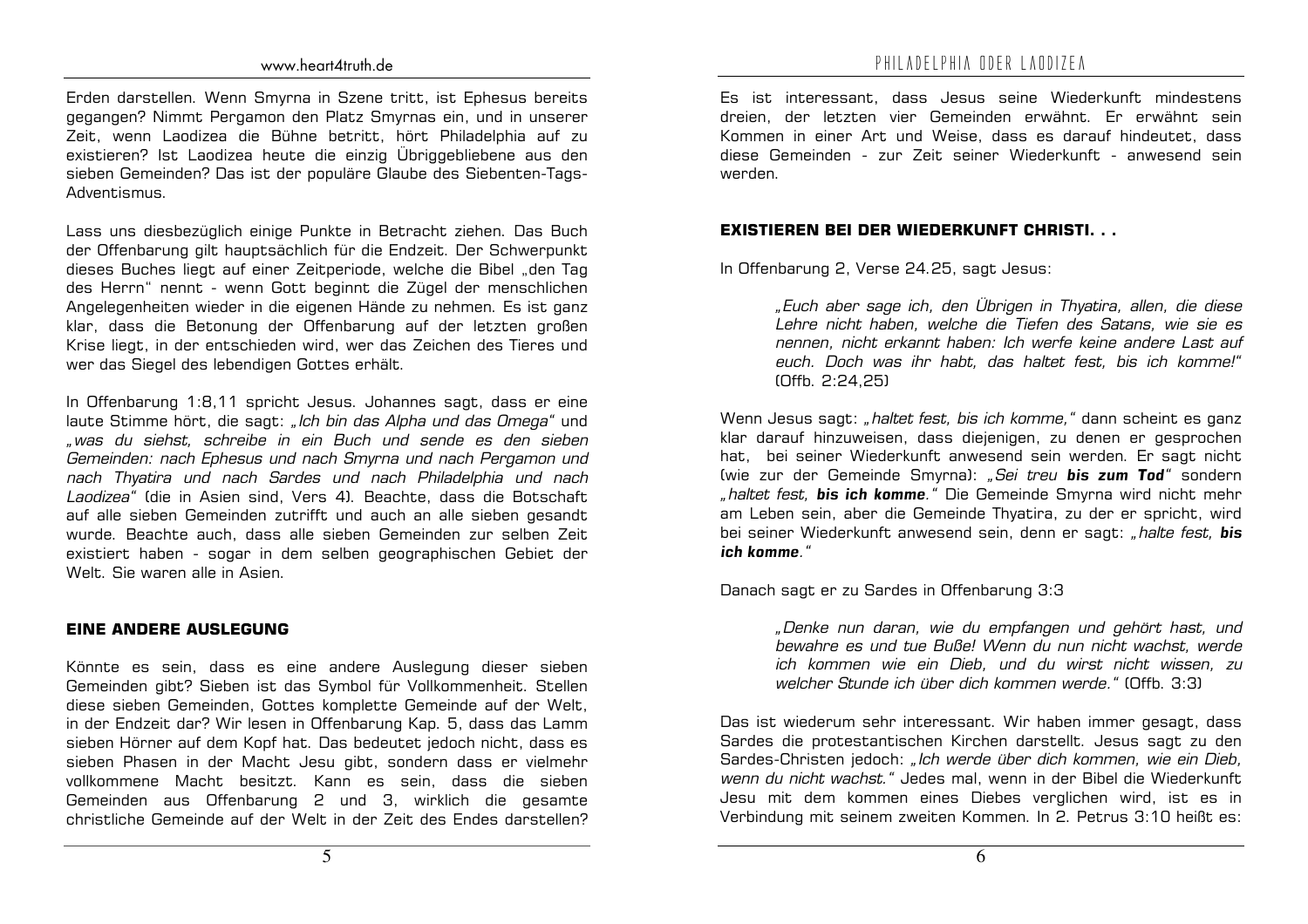Erden darstellen. Wenn Smyrna in Szene tritt, ist Ephesus bereits gegangen? Nimmt Pergamon den Platz Smyrnas ein, und in unserer Zeit, wenn Laodizea die Bühne betritt, hört Philadelphia auf zu existieren? Ist Laodizea heute die einzig Übriggebliebene aus den sieben Gemeinden? Das ist der populäre Glaube des Siebenten-Tags-Adventismus.

Lass uns diesbezüglich einige Punkte in Betracht ziehen. Das Buch der Offenbarung gilt hauptsächlich für die Endzeit. Der Schwerpunkt dieses Buches liegt auf einer Zeitperiode, welche die Bibel „den Tag des Herrn" nennt - wenn Gott beginnt die Zügel der menschlichen Angelegenheiten wieder in die eigenen Hände zu nehmen. Es ist ganz klar, dass die Betonung der Offenbarung auf der letzten großen Krise liegt, in der entschieden wird, wer das Zeichen des Tieres und wer das Siegel des lebendigen Gottes erhält.

In Offenbarung 1:8,11 spricht Jesus. Johannes sagt, dass er eine laute Stimme hört, die sagt: *„Ich bin das Alpha und das Omega"* und *„was du siehst, schreibe in ein Buch und sende es den sieben Gemeinden: nach Ephesus und nach Smyrna und nach Pergamon und nach Thyatira und nach Sardes und nach Philadelphia und nach Laodizea"* (die in Asien sind, Vers 4). Beachte, dass die Botschaft auf alle sieben Gemeinden zutrifft und auch an alle sieben gesandt wurde. Beachte auch, dass alle sieben Gemeinden zur selben Zeit existiert haben - sogar in dem selben geographischen Gebiet der Welt. Sie waren alle in Asien.

## EINE ANDERE AUSLEGUNG

Könnte es sein, dass es eine andere Auslegung dieser sieben Gemeinden gibt? Sieben ist das Symbol für Vollkommenheit. Stellen diese sieben Gemeinden, Gottes komplette Gemeinde auf der Welt, in der Endzeit dar? Wir lesen in Offenbarung Kap. 5, dass das Lamm sieben Hörner auf dem Kopf hat. Das bedeutet jedoch nicht, dass es sieben Phasen in der Macht Jesu gibt, sondern dass er vielmehr vollkommene Macht besitzt. Kann es sein, dass die sieben Gemeinden aus Offenbarung 2 und 3, wirklich die gesamte christliche Gemeinde auf der Welt in der Zeit des Endes darstellen?

Es ist interessant, dass Jesus seine Wiederkunft mindestens dreien, der letzten vier Gemeinden erwähnt. Er erwähnt sein Kommen in einer Art und Weise, dass es darauf hindeutet, dass diese Gemeinden - zur Zeit seiner Wiederkunft - anwesend sein werden.

## EXISTIEREN BEI DER WIEDERKUNFT CHRISTI. . .

In Offenbarung 2, Verse 24.25, sagt Jesus:

> *„Euch aber sage ich, den Übrigen in Thyatira, allen, die diese Lehre nicht haben, welche die Tiefen des Satans, wie sie es nennen, nicht erkannt haben: Ich werfe keine andere Last auf euch. Doch was ihr habt, das haltet fest, bis ich komme!"* (Offb. 2:24,25)

Wenn Jesus sagt: *„haltet fest, bis ich komme,"* dann scheint es ganz klar darauf hinzuweisen, dass diejenigen, zu denen er gesprochen hat, bei seiner Wiederkunft anwesend sein werden. Er sagt nicht (wie zur der Gemeinde Smyrna): *„Sei treu **bis zum Tod**"* sondern *„haltet fest, **bis ich komme**."* Die Gemeinde Smyrna wird nicht mehr am Leben sein, aber die Gemeinde Thyatira, zu der er spricht, wird bei seiner Wiederkunft anwesend sein, denn er sagt: *„halte fest, **bis ich komme**."*

Danach sagt er zu Sardes in Offenbarung 3:3

> *„Denke nun daran, wie du empfangen und gehört hast, und bewahre es und tue Buße! Wenn du nun nicht wachst, werde ich kommen wie ein Dieb, und du wirst nicht wissen, zu welcher Stunde ich über dich kommen werde."* (Offb. 3:3)

Das ist wiederum sehr interessant. Wir haben immer gesagt, dass Sardes die protestantischen Kirchen darstellt. Jesus sagt zu den Sardes-Christen jedoch: *„Ich werde über dich kommen, wie ein Dieb, wenn du nicht wachst."* Jedes mal, wenn in der Bibel die Wiederkunft Jesu mit dem kommen eines Diebes verglichen wird, ist es in Verbindung mit seinem zweiten Kommen. In 2. Petrus 3:10 heißt es: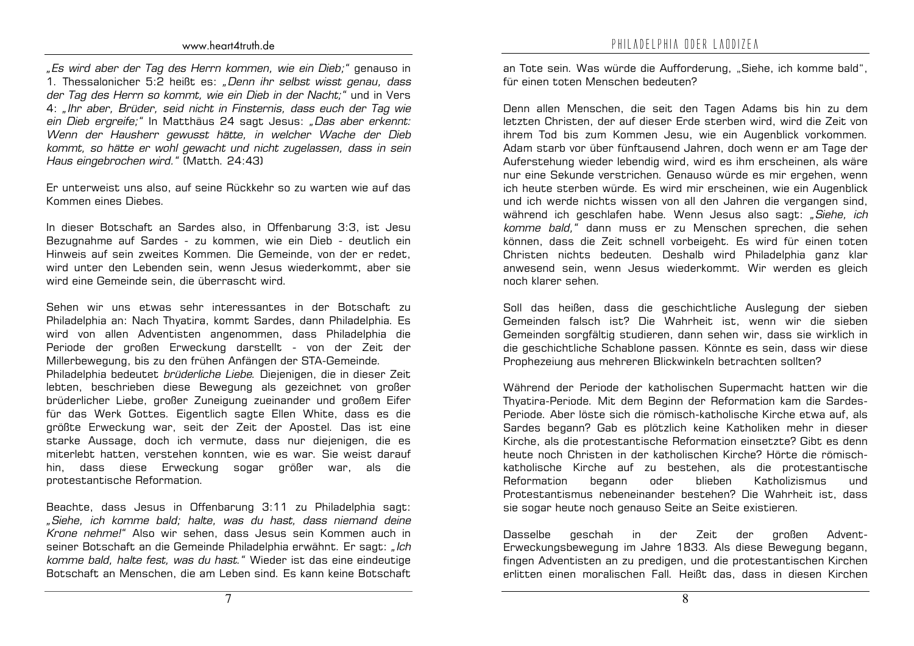*„Es wird aber der Tag des Herrn kommen, wie ein Dieb;"* genauso in 1. Thessalonicher 5:2 heißt es: *„Denn ihr selbst wisst genau, dass der Tag des Herrn so kommt, wie ein Dieb in der Nacht;"* und in Vers 4: *„Ihr aber, Brüder, seid nicht in Finsternis, dass euch der Tag wie ein Dieb ergreife;"* In Matthäus 24 sagt Jesus: *„Das aber erkennt: Wenn der Hausherr gewusst hätte, in welcher Wache der Dieb kommt, so hätte er wohl gewacht und nicht zugelassen, dass in sein Haus eingebrochen wird."* (Matth. 24:43)

Er unterweist uns also, auf seine Rückkehr so zu warten wie auf das Kommen eines Diebes.

In dieser Botschaft an Sardes also, in Offenbarung 3:3, ist Jesu Bezugnahme auf Sardes - zu kommen, wie ein Dieb - deutlich ein Hinweis auf sein zweites Kommen. Die Gemeinde, von der er redet, wird unter den Lebenden sein, wenn Jesus wiederkommt, aber sie wird eine Gemeinde sein, die überrascht wird.

Sehen wir uns etwas sehr interessantes in der Botschaft zu Philadelphia an: Nach Thyatira, kommt Sardes, dann Philadelphia. Es wird von allen Adventisten angenommen, dass Philadelphia die Periode der großen Erweckung darstellt - von der Zeit der Millerbewegung, bis zu den frühen Anfängen der STA-Gemeinde.
Philadelphia bedeutet *brüderliche Liebe*. Diejenigen, die in dieser Zeit lebten, beschrieben diese Bewegung als gezeichnet von großer brüderlicher Liebe, großer Zuneigung zueinander und großem Eifer für das Werk Gottes. Eigentlich sagte Ellen White, dass es die größte Erweckung war, seit der Zeit der Apostel. Das ist eine starke Aussage, doch ich vermute, dass nur diejenigen, die es miterlebt hatten, verstehen konnten, wie es war. Sie weist darauf hin, dass diese Erweckung sogar größer war, als die protestantische Reformation.

Beachte, dass Jesus in Offenbarung 3:11 zu Philadelphia sagt: *„Siehe, ich komme bald; halte, was du hast, dass niemand deine Krone nehme!"* Also wir sehen, dass Jesus sein Kommen auch in seiner Botschaft an die Gemeinde Philadelphia erwähnt. Er sagt: *„Ich komme bald, halte fest, was du hast."* Wieder ist das eine eindeutige Botschaft an Menschen, die am Leben sind. Es kann keine Botschaft an Tote sein. Was würde die Aufforderung, „Siehe, ich komme bald", für einen toten Menschen bedeuten?

Denn allen Menschen, die seit den Tagen Adams bis hin zu dem letzten Christen, der auf dieser Erde sterben wird, wird die Zeit von ihrem Tod bis zum Kommen Jesu, wie ein Augenblick vorkommen. Adam starb vor über fünftausend Jahren, doch wenn er am Tage der Auferstehung wieder lebendig wird, wird es ihm erscheinen, als wäre nur eine Sekunde verstrichen. Genauso würde es mir ergehen, wenn ich heute sterben würde. Es wird mir erscheinen, wie ein Augenblick und ich werde nichts wissen von all den Jahren die vergangen sind, während ich geschlafen habe. Wenn Jesus also sagt: *„Siehe, ich komme bald,"* dann muss er zu Menschen sprechen, die sehen können, dass die Zeit schnell vorbeigeht. Es wird für einen toten Christen nichts bedeuten. Deshalb wird Philadelphia ganz klar anwesend sein, wenn Jesus wiederkommt. Wir werden es gleich noch klarer sehen.

Soll das heißen, dass die geschichtliche Auslegung der sieben Gemeinden falsch ist? Die Wahrheit ist, wenn wir die sieben Gemeinden sorgfältig studieren, dann sehen wir, dass sie wirklich in die geschichtliche Schablone passen. Könnte es sein, dass wir diese Prophezeiung aus mehreren Blickwinkeln betrachten sollten?

Während der Periode der katholischen Supermacht hatten wir die Thyatira-Periode. Mit dem Beginn der Reformation kam die Sardes-Periode. Aber löste sich die römisch-katholische Kirche etwa auf, als Sardes begann? Gab es plötzlich keine Katholiken mehr in dieser Kirche, als die protestantische Reformation einsetzte? Gibt es denn heute noch Christen in der katholischen Kirche? Hörte die römisch-katholische Kirche auf zu bestehen, als die protestantische Reformation begann oder blieben Katholizismus und Protestantismus nebeneinander bestehen? Die Wahrheit ist, dass sie sogar heute noch genauso Seite an Seite existieren.

Dasselbe geschah in der Zeit der großen Advent-Erweckungsbewegung im Jahre 1833. Als diese Bewegung begann, fingen Adventisten an zu predigen, und die protestantischen Kirchen erlitten einen moralischen Fall. Heißt das, dass in diesen Kirchen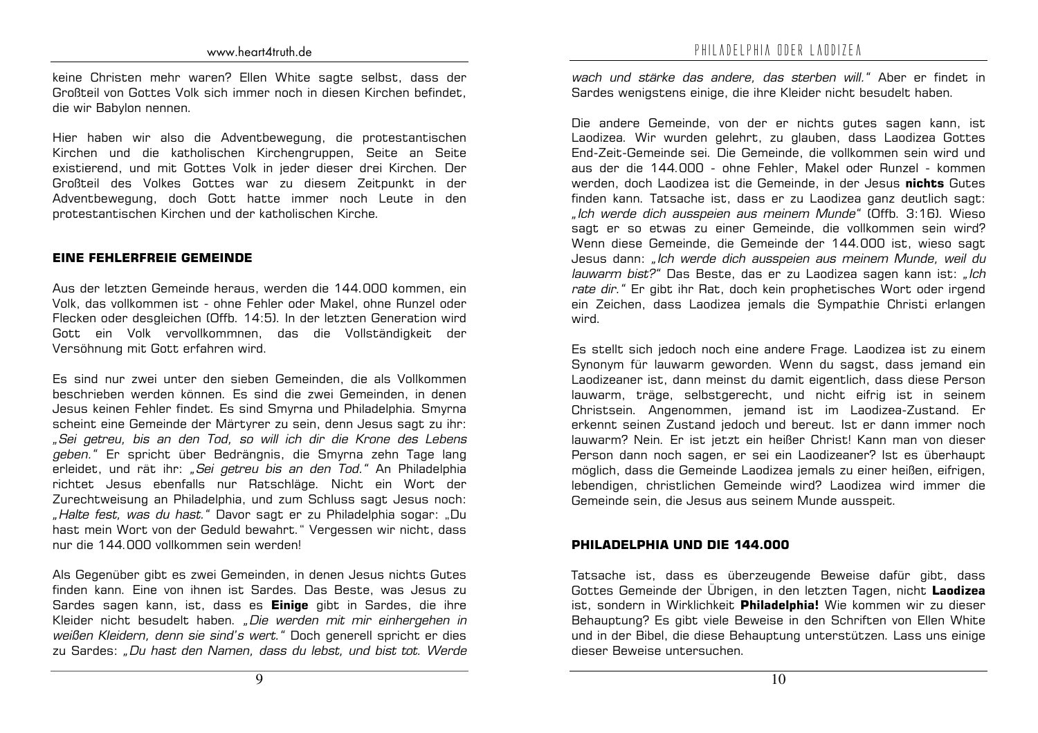keine Christen mehr waren? Ellen White sagte selbst, dass der Großteil von Gottes Volk sich immer noch in diesen Kirchen befindet, die wir Babylon nennen.

Hier haben wir also die Adventbewegung, die protestantischen Kirchen und die katholischen Kirchengruppen, Seite an Seite existierend, und mit Gottes Volk in jeder dieser drei Kirchen. Der Großteil des Volkes Gottes war zu diesem Zeitpunkt in der Adventbewegung, doch Gott hatte immer noch Leute in den protestantischen Kirchen und der katholischen Kirche.

## EINE FEHLERFREIE GEMEINDE

Aus der letzten Gemeinde heraus, werden die 144.000 kommen, ein Volk, das vollkommen ist - ohne Fehler oder Makel, ohne Runzel oder Flecken oder desgleichen (Offb. 14:5). In der letzten Generation wird Gott ein Volk vervollkommnen, das die Vollständigkeit der Versöhnung mit Gott erfahren wird.

Es sind nur zwei unter den sieben Gemeinden, die als Vollkommen beschrieben werden können. Es sind die zwei Gemeinden, in denen Jesus keinen Fehler findet. Es sind Smyrna und Philadelphia. Smyrna scheint eine Gemeinde der Märtyrer zu sein, denn Jesus sagt zu ihr: *„Sei getreu, bis an den Tod, so will ich dir die Krone des Lebens geben."* Er spricht über Bedrängnis, die Smyrna zehn Tage lang erleidet, und rät ihr: *„Sei getreu bis an den Tod."* An Philadelphia richtet Jesus ebenfalls nur Ratschläge. Nicht ein Wort der Zurechtweisung an Philadelphia, und zum Schluss sagt Jesus noch: *„Halte fest, was du hast."* Davor sagt er zu Philadelphia sogar: „Du hast mein Wort von der Geduld bewahrt." Vergessen wir nicht, dass nur die 144.000 vollkommen sein werden!

Als Gegenüber gibt es zwei Gemeinden, in denen Jesus nichts Gutes finden kann. Eine von ihnen ist Sardes. Das Beste, was Jesus zu Sardes sagen kann, ist, dass es **Einige** gibt in Sardes, die ihre Kleider nicht besudelt haben. *„Die werden mit mir einhergehen in weißen Kleidern, denn sie sind's wert."* Doch generell spricht er dies zu Sardes: *„Du hast den Namen, dass du lebst, und bist tot. Werde wach und stärke das andere, das sterben will."* Aber er findet in Sardes wenigstens einige, die ihre Kleider nicht besudelt haben.

Die andere Gemeinde, von der er nichts gutes sagen kann, ist Laodizea. Wir wurden gelehrt, zu glauben, dass Laodizea Gottes End-Zeit-Gemeinde sei. Die Gemeinde, die vollkommen sein wird und aus der die 144.000 - ohne Fehler, Makel oder Runzel - kommen werden, doch Laodizea ist die Gemeinde, in der Jesus **nichts** Gutes finden kann. Tatsache ist, dass er zu Laodizea ganz deutlich sagt: *„Ich werde dich ausspeien aus meinem Munde"* (Offb. 3:16). Wieso sagt er so etwas zu einer Gemeinde, die vollkommen sein wird? Wenn diese Gemeinde, die Gemeinde der 144.000 ist, wieso sagt Jesus dann: *„Ich werde dich ausspeien aus meinem Munde, weil du lauwarm bist?"* Das Beste, das er zu Laodizea sagen kann ist: *„Ich rate dir."* Er gibt ihr Rat, doch kein prophetisches Wort oder irgend ein Zeichen, dass Laodizea jemals die Sympathie Christi erlangen wird.

Es stellt sich jedoch noch eine andere Frage. Laodizea ist zu einem Synonym für lauwarm geworden. Wenn du sagst, dass jemand ein Laodizeaner ist, dann meinst du damit eigentlich, dass diese Person lauwarm, träge, selbstgerecht, und nicht eifrig ist in seinem Christsein. Angenommen, jemand ist im Laodizea-Zustand. Er erkennt seinen Zustand jedoch und bereut. Ist er dann immer noch lauwarm? Nein. Er ist jetzt ein heißer Christ! Kann man von dieser Person dann noch sagen, er sei ein Laodizeaner? Ist es überhaupt möglich, dass die Gemeinde Laodizea jemals zu einer heißen, eifrigen, lebendigen, christlichen Gemeinde wird? Laodizea wird immer die Gemeinde sein, die Jesus aus seinem Munde ausspeit.

## PHILADELPHIA UND DIE 144.000

Tatsache ist, dass es überzeugende Beweise dafür gibt, dass Gottes Gemeinde der Übrigen, in den letzten Tagen, nicht **Laodizea** ist, sondern in Wirklichkeit **Philadelphia!** Wie kommen wir zu dieser Behauptung? Es gibt viele Beweise in den Schriften von Ellen White und in der Bibel, die diese Behauptung unterstützen. Lass uns einige dieser Beweise untersuchen.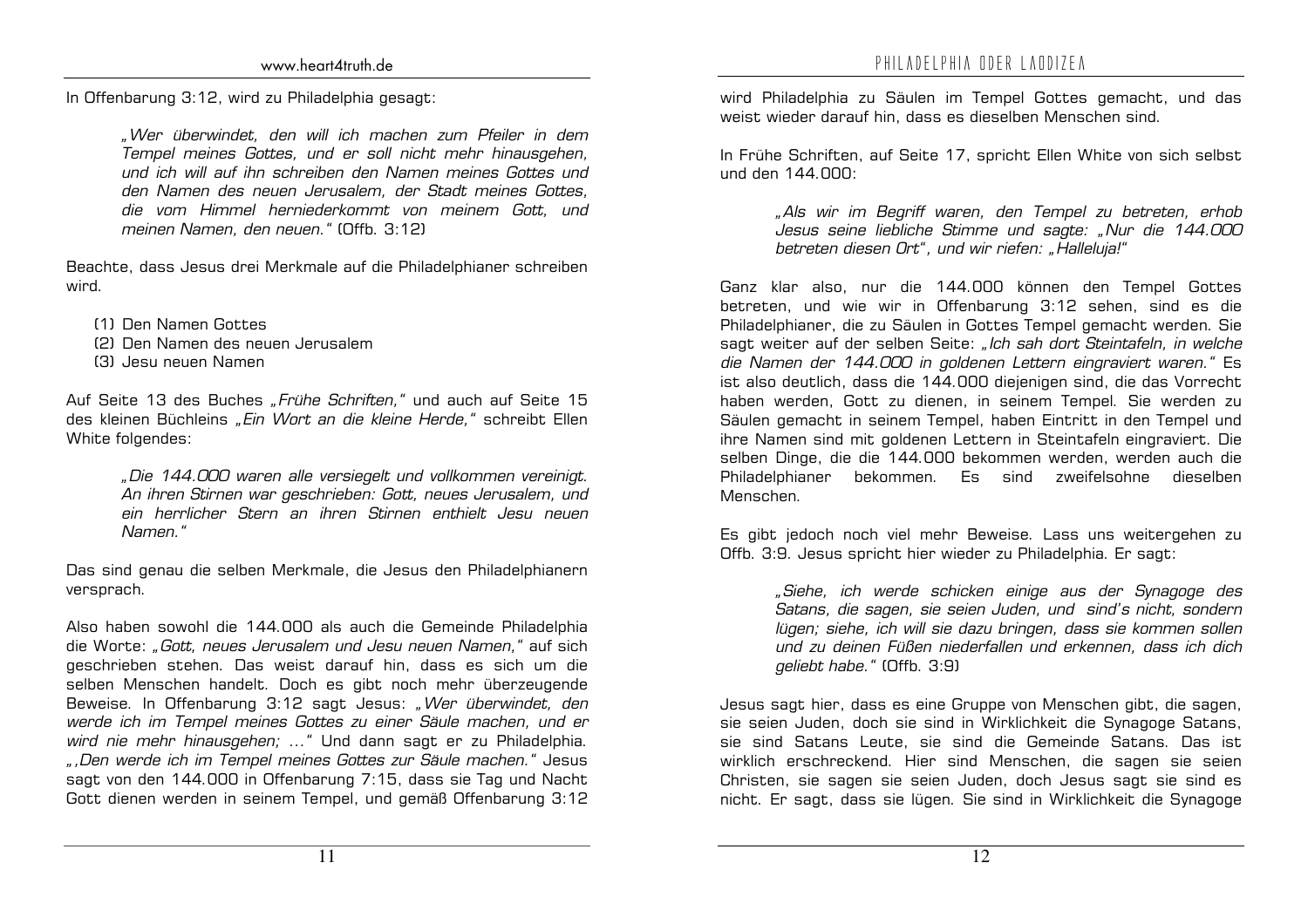In Offenbarung 3:12, wird zu Philadelphia gesagt:

> *„Wer überwindet, den will ich machen zum Pfeiler in dem Tempel meines Gottes, und er soll nicht mehr hinausgehen, und ich will auf ihn schreiben den Namen meines Gottes und den Namen des neuen Jerusalem, der Stadt meines Gottes, die vom Himmel herniederkommt von meinem Gott, und meinen Namen, den neuen."* (Offb. 3:12)

Beachte, dass Jesus drei Merkmale auf die Philadelphianer schreiben wird.

(1) Den Namen Gottes
(2) Den Namen des neuen Jerusalem
(3) Jesu neuen Namen

Auf Seite 13 des Buches *„Frühe Schriften,"* und auch auf Seite 15 des kleinen Büchleins *„Ein Wort an die kleine Herde,"* schreibt Ellen White folgendes:

> *„Die 144.000 waren alle versiegelt und vollkommen vereinigt. An ihren Stirnen war geschrieben: Gott, neues Jerusalem, und ein herrlicher Stern an ihren Stirnen enthielt Jesu neuen Namen."*

Das sind genau die selben Merkmale, die Jesus den Philadelphianern versprach.

Also haben sowohl die 144.000 als auch die Gemeinde Philadelphia die Worte: *„Gott, neues Jerusalem und Jesu neuen Namen,"* auf sich geschrieben stehen. Das weist darauf hin, dass es sich um die selben Menschen handelt. Doch es gibt noch mehr überzeugende Beweise. In Offenbarung 3:12 sagt Jesus: *„Wer überwindet, den werde ich im Tempel meines Gottes zu einer Säule machen, und er wird nie mehr hinausgehen; …"* Und dann sagt er zu Philadelphia. *„‚Den werde ich im Tempel meines Gottes zur Säule machen."* Jesus sagt von den 144.000 in Offenbarung 7:15, dass sie Tag und Nacht Gott dienen werden in seinem Tempel, und gemäß Offenbarung 3:12 wird Philadelphia zu Säulen im Tempel Gottes gemacht, und das weist wieder darauf hin, dass es dieselben Menschen sind.

In Frühe Schriften, auf Seite 17, spricht Ellen White von sich selbst und den 144.000:

> *„Als wir im Begriff waren, den Tempel zu betreten, erhob Jesus seine liebliche Stimme und sagte: „Nur die 144.000 betreten diesen Ort", und wir riefen: „Halleluja!"*

Ganz klar also, nur die 144.000 können den Tempel Gottes betreten, und wie wir in Offenbarung 3:12 sehen, sind es die Philadelphianer, die zu Säulen in Gottes Tempel gemacht werden. Sie sagt weiter auf der selben Seite: *„Ich sah dort Steintafeln, in welche die Namen der 144.000 in goldenen Lettern eingraviert waren."* Es ist also deutlich, dass die 144.000 diejenigen sind, die das Vorrecht haben werden, Gott zu dienen, in seinem Tempel. Sie werden zu Säulen gemacht in seinem Tempel, haben Eintritt in den Tempel und ihre Namen sind mit goldenen Lettern in Steintafeln eingraviert. Die selben Dinge, die die 144.000 bekommen werden, werden auch die Philadelphianer bekommen. Es sind zweifelsohne dieselben Menschen.

Es gibt jedoch noch viel mehr Beweise. Lass uns weitergehen zu Offb. 3:9. Jesus spricht hier wieder zu Philadelphia. Er sagt:

> *„Siehe, ich werde schicken einige aus der Synagoge des Satans, die sagen, sie seien Juden, und sind's nicht, sondern lügen; siehe, ich will sie dazu bringen, dass sie kommen sollen und zu deinen Füßen niederfallen und erkennen, dass ich dich geliebt habe."* (Offb. 3:9)

Jesus sagt hier, dass es eine Gruppe von Menschen gibt, die sagen, sie seien Juden, doch sie sind in Wirklichkeit die Synagoge Satans, sie sind Satans Leute, sie sind die Gemeinde Satans. Das ist wirklich erschreckend. Hier sind Menschen, die sagen sie seien Christen, sie sagen sie seien Juden, doch Jesus sagt sie sind es nicht. Er sagt, dass sie lügen. Sie sind in Wirklichkeit die Synagoge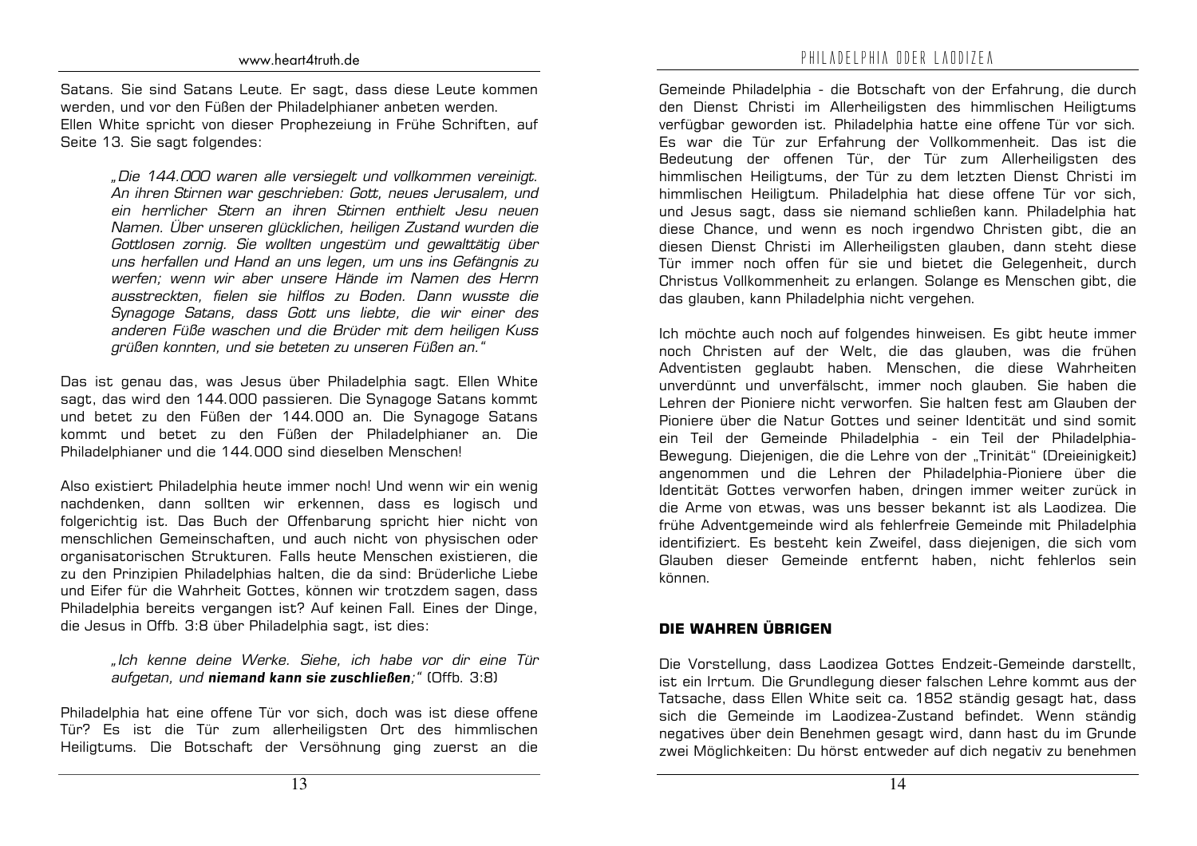Satans. Sie sind Satans Leute. Er sagt, dass diese Leute kommen werden, und vor den Füßen der Philadelphianer anbeten werden. Ellen White spricht von dieser Prophezeiung in Frühe Schriften, auf Seite 13. Sie sagt folgendes:

> *„Die 144.000 waren alle versiegelt und vollkommen vereinigt. An ihren Stirnen war geschrieben: Gott, neues Jerusalem, und ein herrlicher Stern an ihren Stirnen enthielt Jesu neuen Namen. Über unseren glücklichen, heiligen Zustand wurden die Gottlosen zornig. Sie wollten ungestüm und gewalttätig über uns herfallen und Hand an uns legen, um uns ins Gefängnis zu werfen; wenn wir aber unsere Hände im Namen des Herrn ausstreckten, fielen sie hilflos zu Boden. Dann wusste die Synagoge Satans, dass Gott uns liebte, die wir einer des anderen Füße waschen und die Brüder mit dem heiligen Kuss grüßen konnten, und sie beteten zu unseren Füßen an."*

Das ist genau das, was Jesus über Philadelphia sagt. Ellen White sagt, das wird den 144.000 passieren. Die Synagoge Satans kommt und betet zu den Füßen der 144.000 an. Die Synagoge Satans kommt und betet zu den Füßen der Philadelphianer an. Die Philadelphianer und die 144.000 sind dieselben Menschen!

Also existiert Philadelphia heute immer noch! Und wenn wir ein wenig nachdenken, dann sollten wir erkennen, dass es logisch und folgerichtig ist. Das Buch der Offenbarung spricht hier nicht von menschlichen Gemeinschaften, und auch nicht von physischen oder organisatorischen Strukturen. Falls heute Menschen existieren, die zu den Prinzipien Philadelphias halten, die da sind: Brüderliche Liebe und Eifer für die Wahrheit Gottes, können wir trotzdem sagen, dass Philadelphia bereits vergangen ist? Auf keinen Fall. Eines der Dinge, die Jesus in Offb. 3:8 über Philadelphia sagt, ist dies:

> *„Ich kenne deine Werke. Siehe, ich habe vor dir eine Tür aufgetan, und **niemand kann sie zuschließen**;"* (Offb. 3:8)

Philadelphia hat eine offene Tür vor sich, doch was ist diese offene Tür? Es ist die Tür zum allerheiligsten Ort des himmlischen Heiligtums. Die Botschaft der Versöhnung ging zuerst an die Gemeinde Philadelphia - die Botschaft von der Erfahrung, die durch den Dienst Christi im Allerheiligsten des himmlischen Heiligtums verfügbar geworden ist. Philadelphia hatte eine offene Tür vor sich. Es war die Tür zur Erfahrung der Vollkommenheit. Das ist die Bedeutung der offenen Tür, der Tür zum Allerheiligsten des himmlischen Heiligtums, der Tür zu dem letzten Dienst Christi im himmlischen Heiligtum. Philadelphia hat diese offene Tür vor sich, und Jesus sagt, dass sie niemand schließen kann. Philadelphia hat diese Chance, und wenn es noch irgendwo Christen gibt, die an diesen Dienst Christi im Allerheiligsten glauben, dann steht diese Tür immer noch offen für sie und bietet die Gelegenheit, durch Christus Vollkommenheit zu erlangen. Solange es Menschen gibt, die das glauben, kann Philadelphia nicht vergehen.

Ich möchte auch noch auf folgendes hinweisen. Es gibt heute immer noch Christen auf der Welt, die das glauben, was die frühen Adventisten geglaubt haben. Menschen, die diese Wahrheiten unverdünnt und unverfälscht, immer noch glauben. Sie haben die Lehren der Pioniere nicht verworfen. Sie halten fest am Glauben der Pioniere über die Natur Gottes und seiner Identität und sind somit ein Teil der Gemeinde Philadelphia - ein Teil der Philadelphia-Bewegung. Diejenigen, die die Lehre von der „Trinität" (Dreieinigkeit) angenommen und die Lehren der Philadelphia-Pioniere über die Identität Gottes verworfen haben, dringen immer weiter zurück in die Arme von etwas, was uns besser bekannt ist als Laodizea. Die frühe Adventgemeinde wird als fehlerfreie Gemeinde mit Philadelphia identifiziert. Es besteht kein Zweifel, dass diejenigen, die sich vom Glauben dieser Gemeinde entfernt haben, nicht fehlerlos sein können.

## DIE WAHREN ÜBRIGEN

Die Vorstellung, dass Laodizea Gottes Endzeit-Gemeinde darstellt, ist ein Irrtum. Die Grundlegung dieser falschen Lehre kommt aus der Tatsache, dass Ellen White seit ca. 1852 ständig gesagt hat, dass sich die Gemeinde im Laodizea-Zustand befindet. Wenn ständig negatives über dein Benehmen gesagt wird, dann hast du im Grunde zwei Möglichkeiten: Du hörst entweder auf dich negativ zu benehmen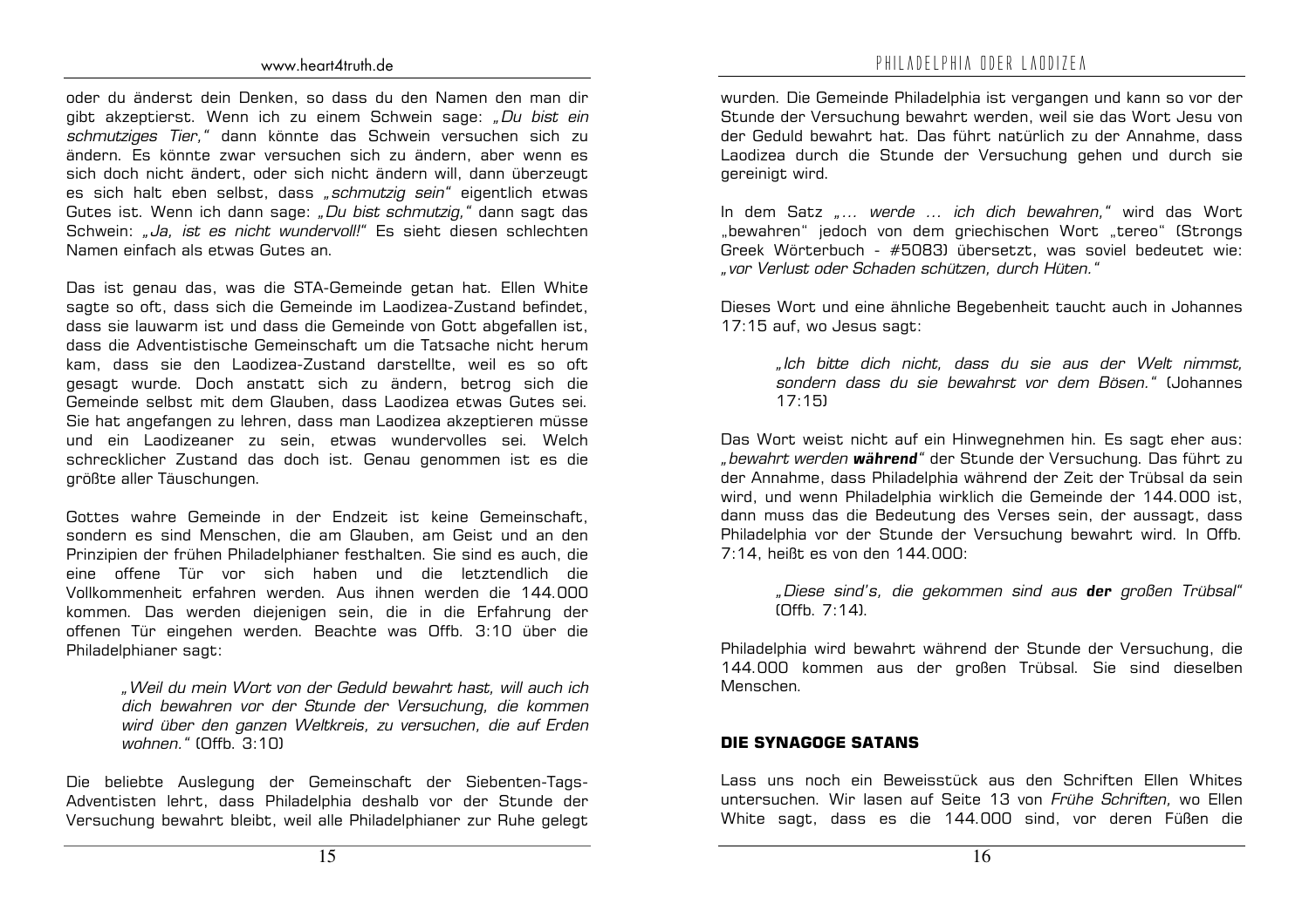oder du änderst dein Denken, so dass du den Namen den man dir gibt akzeptierst. Wenn ich zu einem Schwein sage: *„Du bist ein schmutziges Tier,“* dann könnte das Schwein versuchen sich zu ändern. Es könnte zwar versuchen sich zu ändern, aber wenn es sich doch nicht ändert, oder sich nicht ändern will, dann überzeugt es sich halt eben selbst, dass *„schmutzig sein“* eigentlich etwas Gutes ist. Wenn ich dann sage: *„Du bist schmutzig,“* dann sagt das Schwein: *„Ja, ist es nicht wundervoll!“* Es sieht diesen schlechten Namen einfach als etwas Gutes an.

Das ist genau das, was die STA-Gemeinde getan hat. Ellen White sagte so oft, dass sich die Gemeinde im Laodizea-Zustand befindet, dass sie lauwarm ist und dass die Gemeinde von Gott abgefallen ist, dass die Adventistische Gemeinschaft um die Tatsache nicht herum kam, dass sie den Laodizea-Zustand darstellte, weil es so oft gesagt wurde. Doch anstatt sich zu ändern, betrog sich die Gemeinde selbst mit dem Glauben, dass Laodizea etwas Gutes sei. Sie hat angefangen zu lehren, dass man Laodizea akzeptieren müsse und ein Laodizeaner zu sein, etwas wundervolles sei. Welch schrecklicher Zustand das doch ist. Genau genommen ist es die größte aller Täuschungen.

Gottes wahre Gemeinde in der Endzeit ist keine Gemeinschaft, sondern es sind Menschen, die am Glauben, am Geist und an den Prinzipien der frühen Philadelphianer festhalten. Sie sind es auch, die eine offene Tür vor sich haben und die letztendlich die Vollkommenheit erfahren werden. Aus ihnen werden die 144.000 kommen. Das werden diejenigen sein, die in die Erfahrung der offenen Tür eingehen werden. Beachte was Offb. 3:10 über die Philadelphianer sagt:

> *„Weil du mein Wort von der Geduld bewahrt hast, will auch ich dich bewahren vor der Stunde der Versuchung, die kommen wird über den ganzen Weltkreis, zu versuchen, die auf Erden wohnen.“* (Offb. 3:10)

Die beliebte Auslegung der Gemeinschaft der Siebenten-Tags-Adventisten lehrt, dass Philadelphia deshalb vor der Stunde der Versuchung bewahrt bleibt, weil alle Philadelphianer zur Ruhe gelegt wurden. Die Gemeinde Philadelphia ist vergangen und kann so vor der Stunde der Versuchung bewahrt werden, weil sie das Wort Jesu von der Geduld bewahrt hat. Das führt natürlich zu der Annahme, dass Laodizea durch die Stunde der Versuchung gehen und durch sie gereinigt wird.

In dem Satz *„... werde ... ich dich bewahren,“* wird das Wort „bewahren“ jedoch von dem griechischen Wort „tereo“ (Strongs Greek Wörterbuch - #5083) übersetzt, was soviel bedeutet wie: *„vor Verlust oder Schaden schützen, durch Hüten.“*

Dieses Wort und eine ähnliche Begebenheit taucht auch in Johannes 17:15 auf, wo Jesus sagt:

> *„Ich bitte dich nicht, dass du sie aus der Welt nimmst, sondern dass du sie bewahrst vor dem Bösen.“* (Johannes 17:15)

Das Wort weist nicht auf ein Hinwegnehmen hin. Es sagt eher aus: *„bewahrt werden* ***während****“* der Stunde der Versuchung. Das führt zu der Annahme, dass Philadelphia während der Zeit der Trübsal da sein wird, und wenn Philadelphia wirklich die Gemeinde der 144.000 ist, dann muss das die Bedeutung des Verses sein, der aussagt, dass Philadelphia vor der Stunde der Versuchung bewahrt wird. In Offb. 7:14, heißt es von den 144.000:

> *„Diese sind's, die gekommen sind aus* ***der*** *großen Trübsal“* (Offb. 7:14).

Philadelphia wird bewahrt während der Stunde der Versuchung, die 144.000 kommen aus der großen Trübsal. Sie sind dieselben Menschen.

## DIE SYNAGOGE SATANS

Lass uns noch ein Beweisstück aus den Schriften Ellen Whites untersuchen. Wir lasen auf Seite 13 von *Frühe Schriften,* wo Ellen White sagt, dass es die 144.000 sind, vor deren Füßen die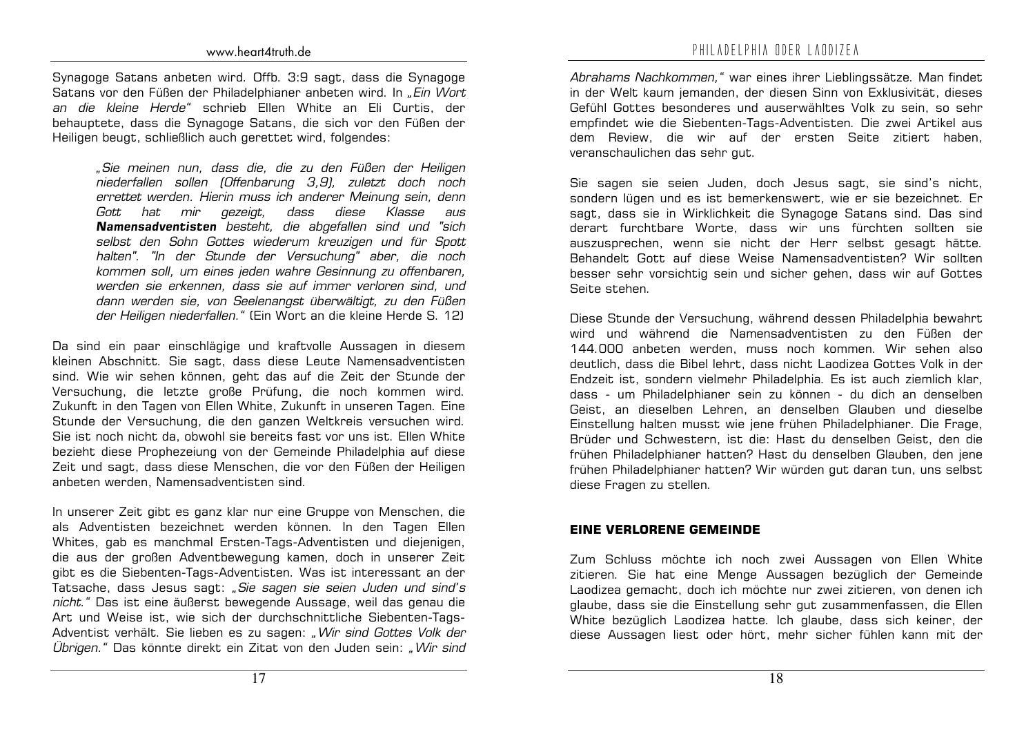Synagoge Satans anbeten wird. Offb. 3:9 sagt, dass die Synagoge Satans vor den Füßen der Philadelphianer anbeten wird. In *„Ein Wort an die kleine Herde"* schrieb Ellen White an Eli Curtis, der behauptete, dass die Synagoge Satans, die sich vor den Füßen der Heiligen beugt, schließlich auch gerettet wird, folgendes:

> *„Sie meinen nun, dass die, die zu den Füßen der Heiligen niederfallen sollen (Offenbarung 3,9), zuletzt doch noch errettet werden. Hierin muss ich anderer Meinung sein, denn Gott hat mir gezeigt, dass diese Klasse aus **Namensadventisten** besteht, die abgefallen sind und "sich selbst den Sohn Gottes wiederum kreuzigen und für Spott halten". "In der Stunde der Versuchung" aber, die noch kommen soll, um eines jeden wahre Gesinnung zu offenbaren, werden sie erkennen, dass sie auf immer verloren sind, und dann werden sie, von Seelenangst überwältigt, zu den Füßen der Heiligen niederfallen."* (Ein Wort an die kleine Herde S. 12)

Da sind ein paar einschlägige und kraftvolle Aussagen in diesem kleinen Abschnitt. Sie sagt, dass diese Leute Namensadventisten sind. Wie wir sehen können, geht das auf die Zeit der Stunde der Versuchung, die letzte große Prüfung, die noch kommen wird. Zukunft in den Tagen von Ellen White, Zukunft in unseren Tagen. Eine Stunde der Versuchung, die den ganzen Weltkreis versuchen wird. Sie ist noch nicht da, obwohl sie bereits fast vor uns ist. Ellen White bezieht diese Prophezeiung von der Gemeinde Philadelphia auf diese Zeit und sagt, dass diese Menschen, die vor den Füßen der Heiligen anbeten werden, Namensadventisten sind.

In unserer Zeit gibt es ganz klar nur eine Gruppe von Menschen, die als Adventisten bezeichnet werden können. In den Tagen Ellen Whites, gab es manchmal Ersten-Tags-Adventisten und diejenigen, die aus der großen Adventbewegung kamen, doch in unserer Zeit gibt es die Siebenten-Tags-Adventisten. Was ist interessant an der Tatsache, dass Jesus sagt: *„Sie sagen sie seien Juden und sind's nicht."* Das ist eine äußerst bewegende Aussage, weil das genau die Art und Weise ist, wie sich der durchschnittliche Siebenten-Tags-Adventist verhält. Sie lieben es zu sagen: *„Wir sind Gottes Volk der Übrigen."* Das könnte direkt ein Zitat von den Juden sein: *„Wir sind Abrahams Nachkommen,"* war eines ihrer Lieblingssätze. Man findet in der Welt kaum jemanden, der diesen Sinn von Exklusivität, dieses Gefühl Gottes besonderes und auserwähltes Volk zu sein, so sehr empfindet wie die Siebenten-Tags-Adventisten. Die zwei Artikel aus dem Review, die wir auf der ersten Seite zitiert haben, veranschaulichen das sehr gut.

Sie sagen sie seien Juden, doch Jesus sagt, sie sind's nicht, sondern lügen und es ist bemerkenswert, wie er sie bezeichnet. Er sagt, dass sie in Wirklichkeit die Synagoge Satans sind. Das sind derart furchtbare Worte, dass wir uns fürchten sollten sie auszusprechen, wenn sie nicht der Herr selbst gesagt hätte. Behandelt Gott auf diese Weise Namensadventisten? Wir sollten besser sehr vorsichtig sein und sicher gehen, dass wir auf Gottes Seite stehen.

Diese Stunde der Versuchung, während dessen Philadelphia bewahrt wird und während die Namensadventisten zu den Füßen der 144.000 anbeten werden, muss noch kommen. Wir sehen also deutlich, dass die Bibel lehrt, dass nicht Laodizea Gottes Volk in der Endzeit ist, sondern vielmehr Philadelphia. Es ist auch ziemlich klar, dass - um Philadelphianer sein zu können - du dich an denselben Geist, an dieselben Lehren, an denselben Glauben und dieselbe Einstellung halten musst wie jene frühen Philadelphianer. Die Frage, Brüder und Schwestern, ist die: Hast du denselben Geist, den die frühen Philadelphianer hatten? Hast du denselben Glauben, den jene frühen Philadelphianer hatten? Wir würden gut daran tun, uns selbst diese Fragen zu stellen.

## EINE VERLORENE GEMEINDE

Zum Schluss möchte ich noch zwei Aussagen von Ellen White zitieren. Sie hat eine Menge Aussagen bezüglich der Gemeinde Laodizea gemacht, doch ich möchte nur zwei zitieren, von denen ich glaube, dass sie die Einstellung sehr gut zusammenfassen, die Ellen White bezüglich Laodizea hatte. Ich glaube, dass sich keiner, der diese Aussagen liest oder hört, mehr sicher fühlen kann mit der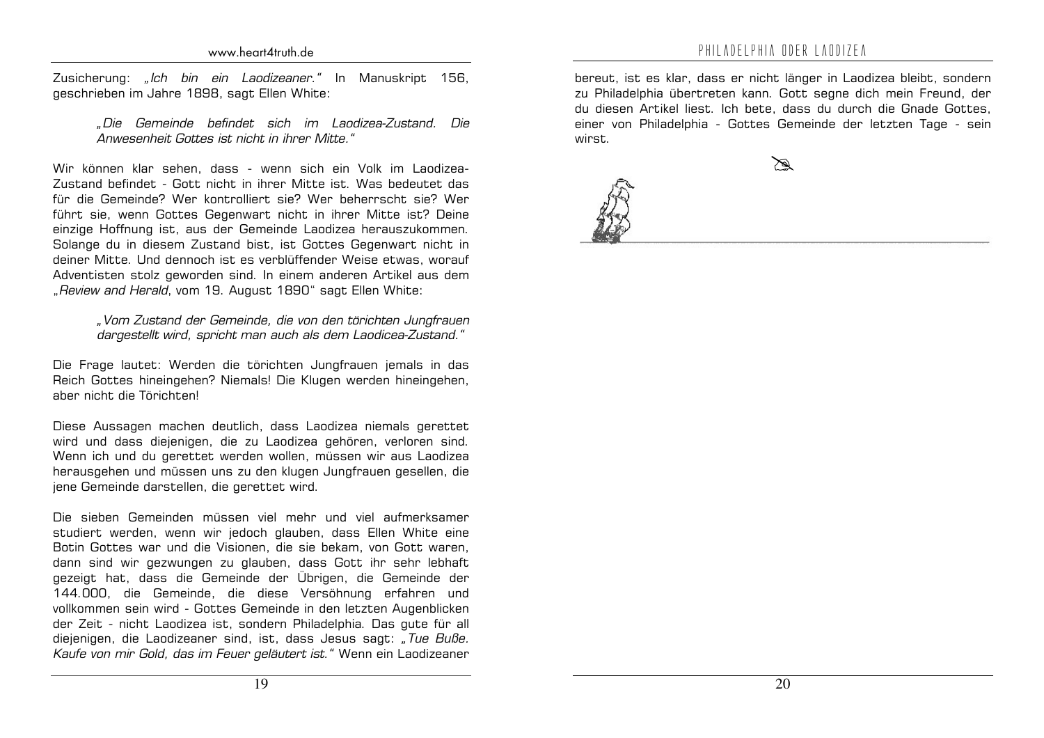Zusicherung: *„Ich bin ein Laodizeaner."* In Manuskript 156, geschrieben im Jahre 1898, sagt Ellen White:

> *„Die Gemeinde befindet sich im Laodizea-Zustand. Die Anwesenheit Gottes ist nicht in ihrer Mitte."*

Wir können klar sehen, dass - wenn sich ein Volk im Laodizea-Zustand befindet - Gott nicht in ihrer Mitte ist. Was bedeutet das für die Gemeinde? Wer kontrolliert sie? Wer beherrscht sie? Wer führt sie, wenn Gottes Gegenwart nicht in ihrer Mitte ist? Deine einzige Hoffnung ist, aus der Gemeinde Laodizea herauszukommen. Solange du in diesem Zustand bist, ist Gottes Gegenwart nicht in deiner Mitte. Und dennoch ist es verblüffender Weise etwas, worauf Adventisten stolz geworden sind. In einem anderen Artikel aus dem „*Review and Herald*, vom 19. August 1890" sagt Ellen White:

> *„Vom Zustand der Gemeinde, die von den törichten Jungfrauen dargestellt wird, spricht man auch als dem Laodicea-Zustand."*

Die Frage lautet: Werden die törichten Jungfrauen jemals in das Reich Gottes hineingehen? Niemals! Die Klugen werden hineingehen, aber nicht die Törichten!

Diese Aussagen machen deutlich, dass Laodizea niemals gerettet wird und dass diejenigen, die zu Laodizea gehören, verloren sind. Wenn ich und du gerettet werden wollen, müssen wir aus Laodizea herausgehen und müssen uns zu den klugen Jungfrauen gesellen, die jene Gemeinde darstellen, die gerettet wird.

Die sieben Gemeinden müssen viel mehr und viel aufmerksamer studiert werden, wenn wir jedoch glauben, dass Ellen White eine Botin Gottes war und die Visionen, die sie bekam, von Gott waren, dann sind wir gezwungen zu glauben, dass Gott ihr sehr lebhaft gezeigt hat, dass die Gemeinde der Übrigen, die Gemeinde der 144.000, die Gemeinde, die diese Versöhnung erfahren und vollkommen sein wird - Gottes Gemeinde in den letzten Augenblicken der Zeit - nicht Laodizea ist, sondern Philadelphia. Das gute für all diejenigen, die Laodizeaner sind, ist, dass Jesus sagt: *„Tue Buße. Kaufe von mir Gold, das im Feuer geläutert ist."* Wenn ein Laodizeaner bereut, ist es klar, dass er nicht länger in Laodizea bleibt, sondern zu Philadelphia übertreten kann. Gott segne dich mein Freund, der du diesen Artikel liest. Ich bete, dass du durch die Gnade Gottes, einer von Philadelphia - Gottes Gemeinde der letzten Tage - sein wirst.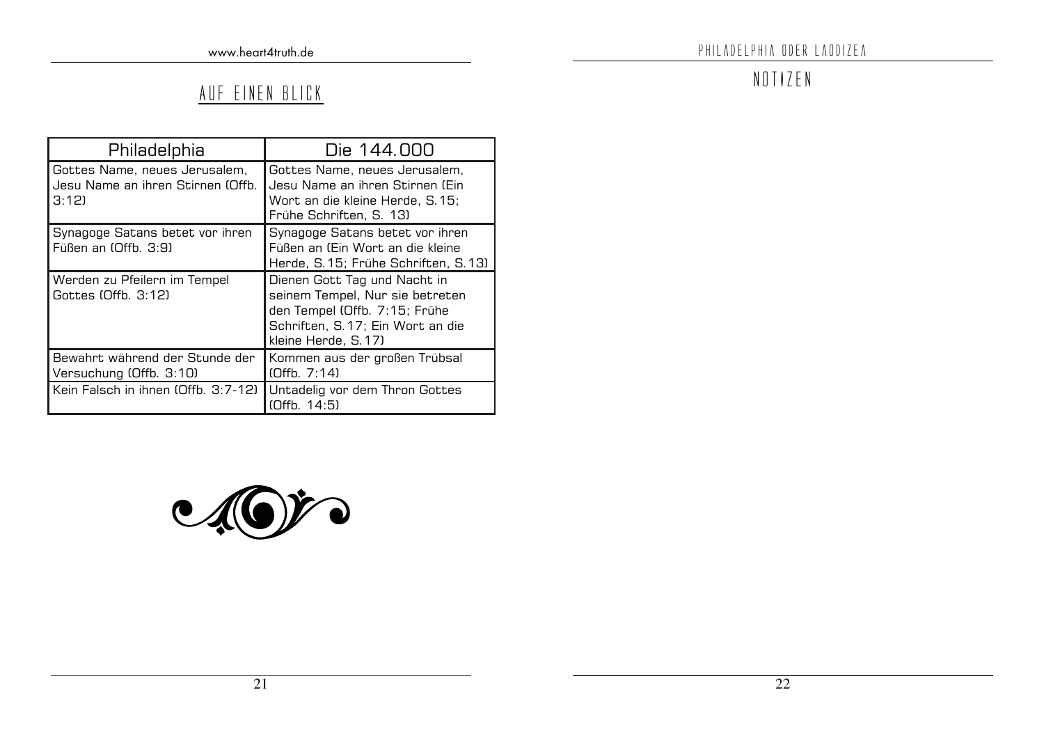## AUF EINEN BLICK

| Philadelphia | Die 144.000 |
| --- | --- |
| Gottes Name, neues Jerusalem, Jesu Name an ihren Stirnen (Offb. 3:12) | Gottes Name, neues Jerusalem, Jesu Name an ihren Stirnen (Ein Wort an die kleine Herde, S.15; Frühe Schriften, S. 13) |
| Synagoge Satans betet vor ihren Füßen an (Offb. 3:9) | Synagoge Satans betet vor ihren Füßen an (Ein Wort an die kleine Herde, S.15; Frühe Schriften, S.13) |
| Werden zu Pfeilern im Tempel Gottes (Offb. 3:12) | Dienen Gott Tag und Nacht in seinem Tempel, Nur sie betreten den Tempel (Offb. 7:15; Frühe Schriften, S.17; Ein Wort an die kleine Herde, S.17) |
| Bewahrt während der Stunde der Versuchung (Offb. 3:10) | Kommen aus der großen Trübsal (Offb. 7:14) |
| Kein Falsch in ihnen (Offb. 3:7-12) | Untadelig vor dem Thron Gottes (Offb. 14:5) |

## NOTIZEN